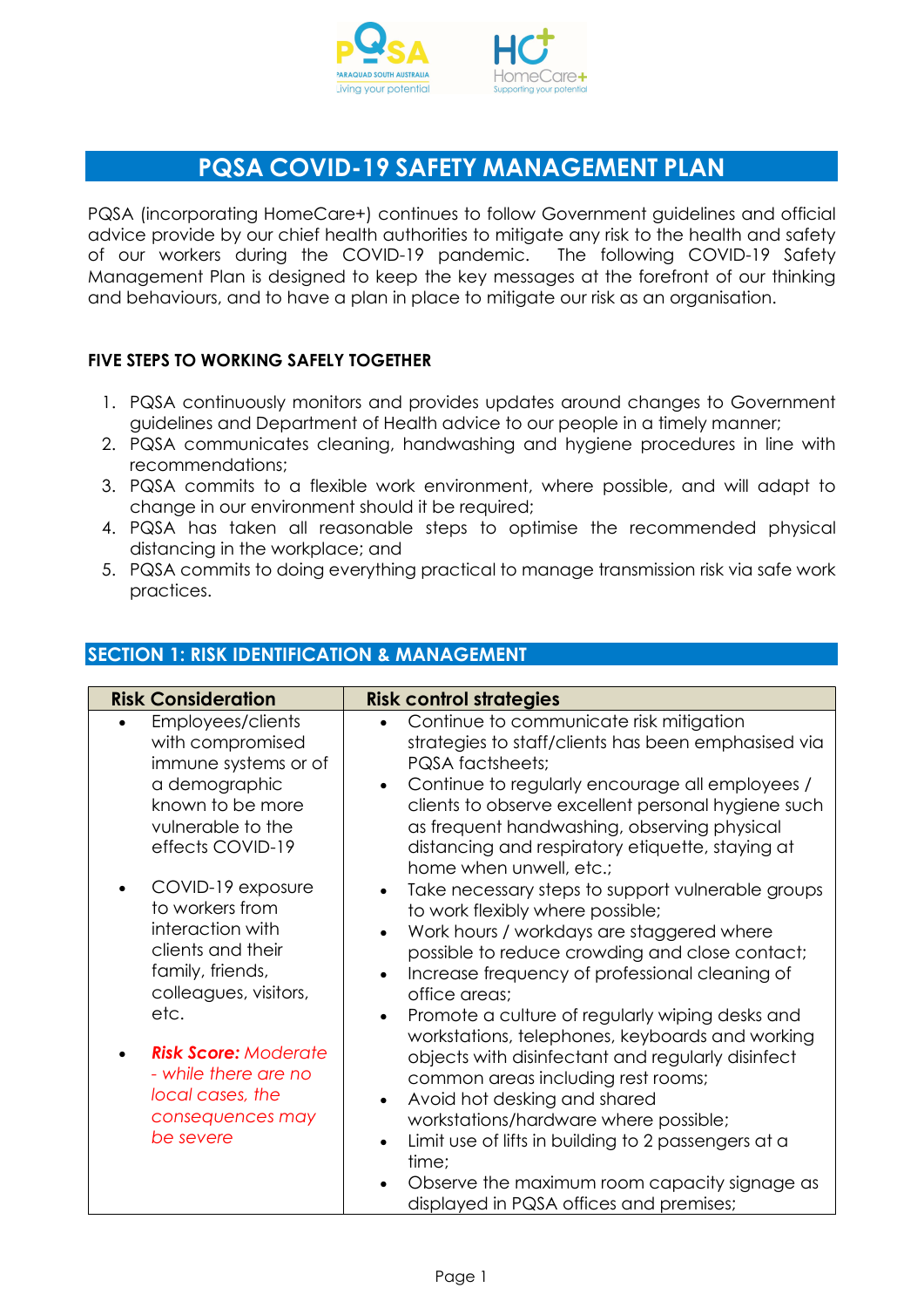# PQSA COVID-19 SAFETY MANAGEMENT PLAN

PQSA (incorporating HomeCare+) continues to follow Government guidelines and official advice provide by our chief health authorities to mitigate any risk to the health and safety of our workers during the COVID-19 pandemic. The following COVID-19 Safety Management Plan is designed to keep the key messages at the forefront of our thinking and behaviours, and to have a plan in place to mitigate our risk as an organisation.

**FIVE STEPS TO WORKING SAFELY TOGETHER**

1. PQSA continuously monitors and provides updates around changes to Government guidelines and Department of Health advice to our people in a timely manner;
2. PQSA communicates cleaning, handwashing and hygiene procedures in line with recommendations;
3. PQSA commits to a flexible work environment, where possible, and will adapt to change in our environment should it be required;
4. PQSA has taken all reasonable steps to optimise the recommended physical distancing in the workplace; and
5. PQSA commits to doing everything practical to manage transmission risk via safe work practices.

## SECTION 1: RISK IDENTIFICATION & MANAGEMENT

| Risk Consideration | Risk control strategies |
|---|---|
| • Employees/clients with compromised immune systems or of a demographic known to be more vulnerable to the effects COVID-19<br><br>• COVID-19 exposure to workers from interaction with clients and their family, friends, colleagues, visitors, etc.<br><br>• ***Risk Score:*** *Moderate - while there are no local cases, the consequences may be severe* | • Continue to communicate risk mitigation strategies to staff/clients has been emphasised via PQSA factsheets;<br>• Continue to regularly encourage all employees / clients to observe excellent personal hygiene such as frequent handwashing, observing physical distancing and respiratory etiquette, staying at home when unwell, etc.;<br>• Take necessary steps to support vulnerable groups to work flexibly where possible;<br>• Work hours / workdays are staggered where possible to reduce crowding and close contact;<br>• Increase frequency of professional cleaning of office areas;<br>• Promote a culture of regularly wiping desks and workstations, telephones, keyboards and working objects with disinfectant and regularly disinfect common areas including rest rooms;<br>• Avoid hot desking and shared workstations/hardware where possible;<br>• Limit use of lifts in building to 2 passengers at a time;<br>• Observe the maximum room capacity signage as displayed in PQSA offices and premises; |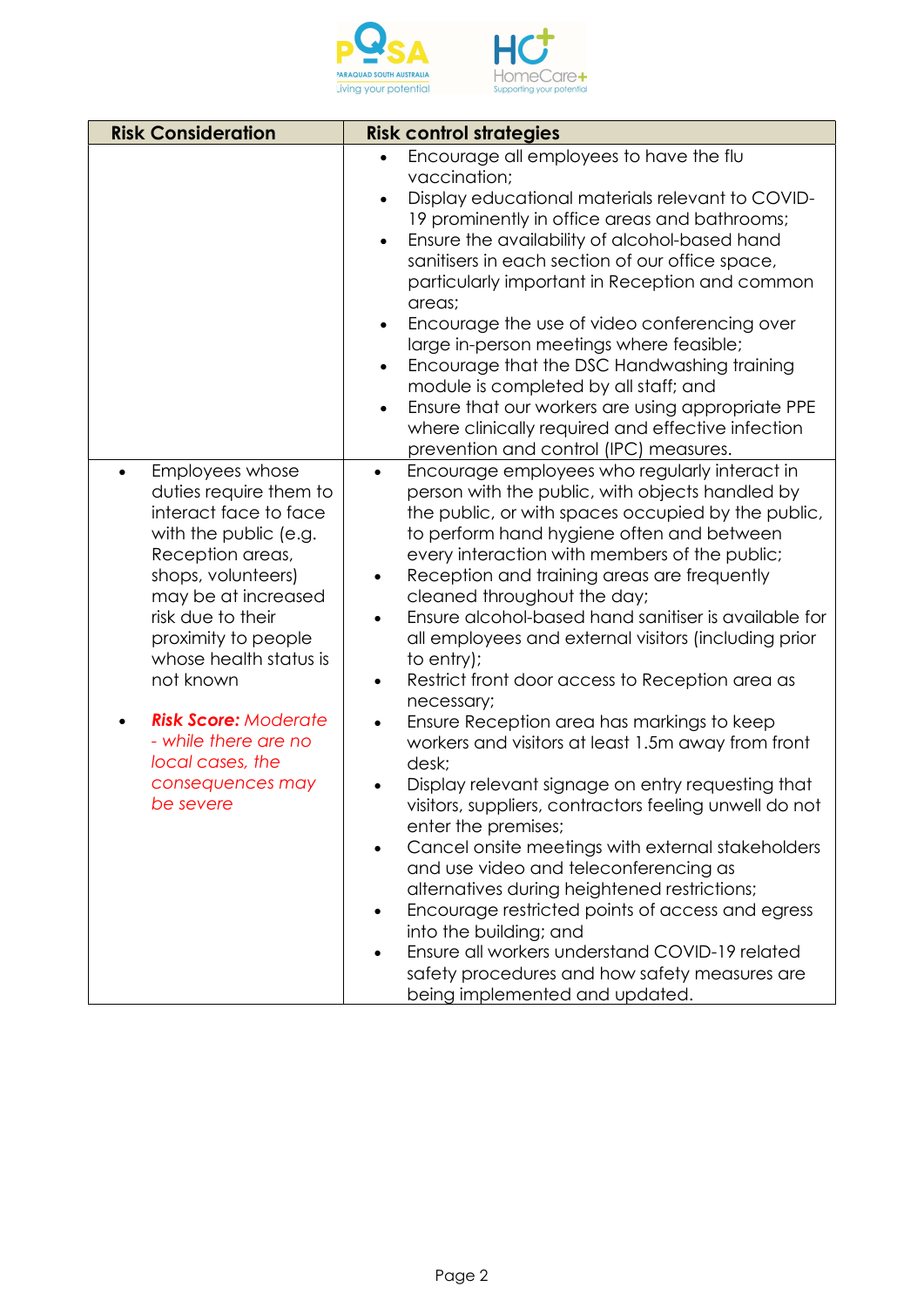| Risk Consideration | Risk control strategies |
|---|---|
| | • Encourage all employees to have the flu vaccination;<br>• Display educational materials relevant to COVID-19 prominently in office areas and bathrooms;<br>• Ensure the availability of alcohol-based hand sanitisers in each section of our office space, particularly important in Reception and common areas;<br>• Encourage the use of video conferencing over large in-person meetings where feasible;<br>• Encourage that the DSC Handwashing training module is completed by all staff; and<br>• Ensure that our workers are using appropriate PPE where clinically required and effective infection prevention and control (IPC) measures. |
| • Employees whose duties require them to interact face to face with the public (e.g. Reception areas, shops, volunteers) may be at increased risk due to their proximity to people whose health status is not known<br><br>• ***Risk Score:*** *Moderate - while there are no local cases, the consequences may be severe* | • Encourage employees who regularly interact in person with the public, with objects handled by the public, or with spaces occupied by the public, to perform hand hygiene often and between every interaction with members of the public;<br>• Reception and training areas are frequently cleaned throughout the day;<br>• Ensure alcohol-based hand sanitiser is available for all employees and external visitors (including prior to entry);<br>• Restrict front door access to Reception area as necessary;<br>• Ensure Reception area has markings to keep workers and visitors at least 1.5m away from front desk;<br>• Display relevant signage on entry requesting that visitors, suppliers, contractors feeling unwell do not enter the premises;<br>• Cancel onsite meetings with external stakeholders and use video and teleconferencing as alternatives during heightened restrictions;<br>• Encourage restricted points of access and egress into the building; and<br>• Ensure all workers understand COVID-19 related safety procedures and how safety measures are being implemented and updated. |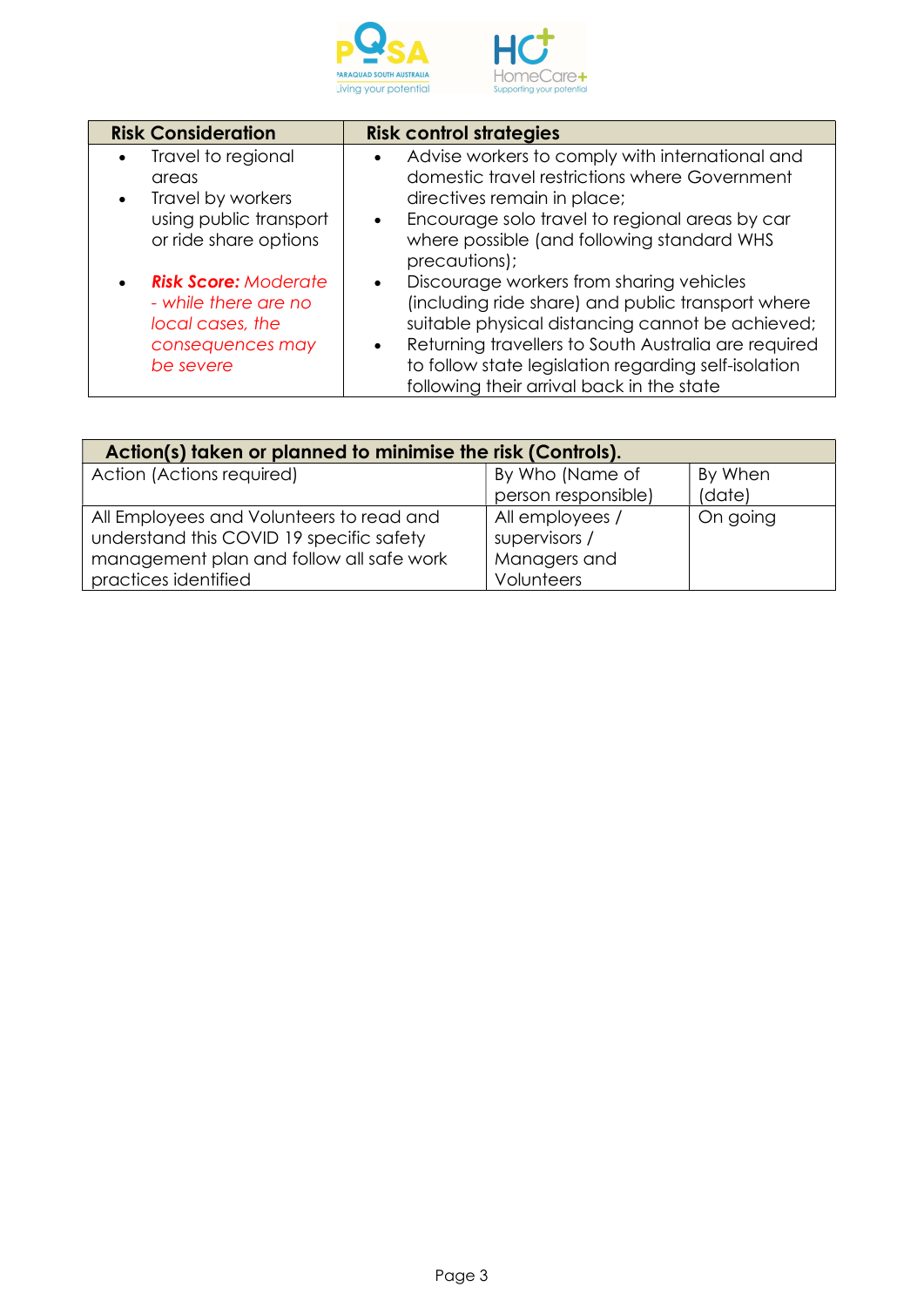| Risk Consideration | Risk control strategies |
|---|---|
| • Travel to regional areas<br>• Travel by workers using public transport or ride share options<br><br>• ***Risk Score:*** *Moderate - while there are no local cases, the consequences may be severe* | • Advise workers to comply with international and domestic travel restrictions where Government directives remain in place;<br>• Encourage solo travel to regional areas by car where possible (and following standard WHS precautions);<br>• Discourage workers from sharing vehicles (including ride share) and public transport where suitable physical distancing cannot be achieved;<br>• Returning travellers to South Australia are required to follow state legislation regarding self-isolation following their arrival back in the state |

| **Action(s) taken or planned to minimise the risk (Controls).** | | |
|---|---|---|
| Action (Actions required) | By Who (Name of person responsible) | By When (date) |
| All Employees and Volunteers to read and understand this COVID 19 specific safety management plan and follow all safe work practices identified | All employees / supervisors / Managers and Volunteers | On going |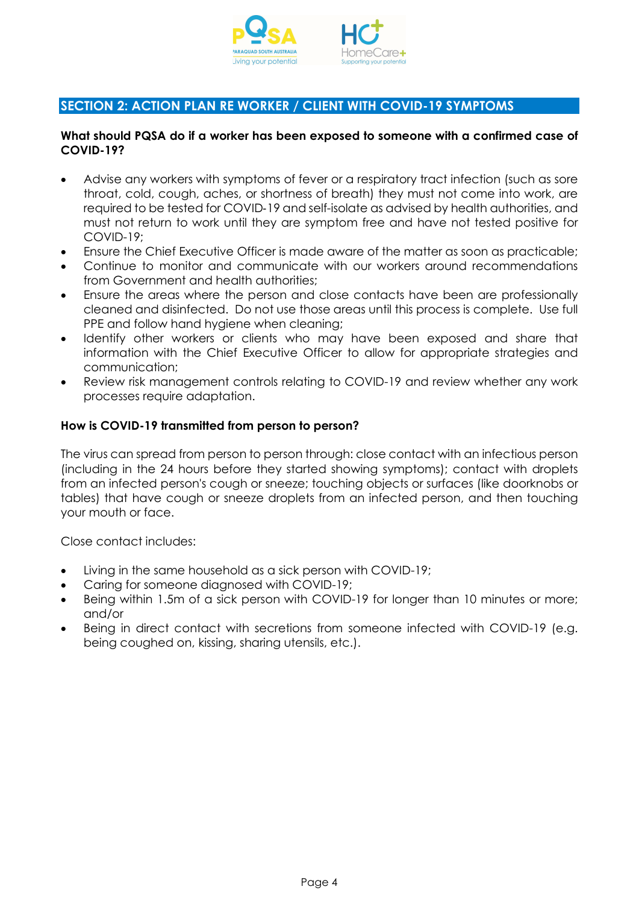## SECTION 2: ACTION PLAN RE WORKER / CLIENT WITH COVID-19 SYMPTOMS

**What should PQSA do if a worker has been exposed to someone with a confirmed case of COVID-19?**

- Advise any workers with symptoms of fever or a respiratory tract infection (such as sore throat, cold, cough, aches, or shortness of breath) they must not come into work, are required to be tested for COVID-19 and self-isolate as advised by health authorities, and must not return to work until they are symptom free and have not tested positive for COVID-19;
- Ensure the Chief Executive Officer is made aware of the matter as soon as practicable;
- Continue to monitor and communicate with our workers around recommendations from Government and health authorities;
- Ensure the areas where the person and close contacts have been are professionally cleaned and disinfected. Do not use those areas until this process is complete. Use full PPE and follow hand hygiene when cleaning;
- Identify other workers or clients who may have been exposed and share that information with the Chief Executive Officer to allow for appropriate strategies and communication;
- Review risk management controls relating to COVID-19 and review whether any work processes require adaptation.

**How is COVID-19 transmitted from person to person?**

The virus can spread from person to person through: close contact with an infectious person (including in the 24 hours before they started showing symptoms); contact with droplets from an infected person's cough or sneeze; touching objects or surfaces (like doorknobs or tables) that have cough or sneeze droplets from an infected person, and then touching your mouth or face.

Close contact includes:

- Living in the same household as a sick person with COVID-19;
- Caring for someone diagnosed with COVID-19;
- Being within 1.5m of a sick person with COVID-19 for longer than 10 minutes or more; and/or
- Being in direct contact with secretions from someone infected with COVID-19 (e.g. being coughed on, kissing, sharing utensils, etc.).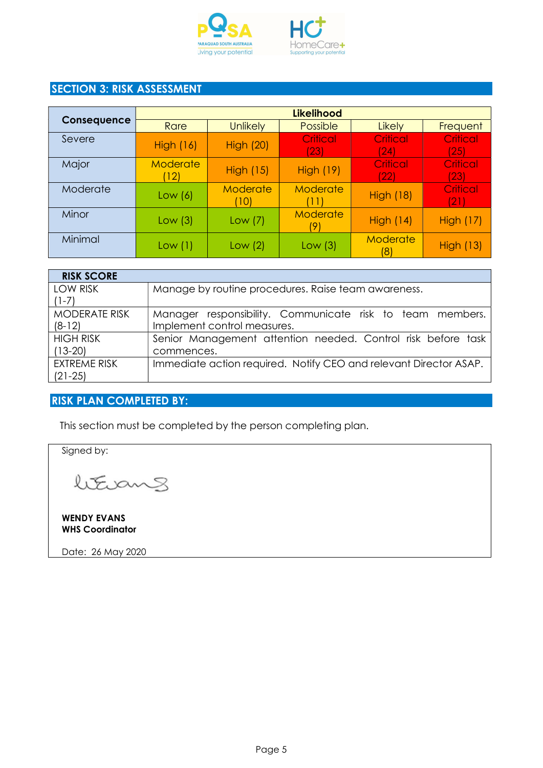## SECTION 3: RISK ASSESSMENT

| Consequence | Likelihood | | | | |
|---|---|---|---|---|---|
| | Rare | Unlikely | Possible | Likely | Frequent |
| Severe | High (16) | High (20) | Critical (23) | Critical (24) | Critical (25) |
| Major | Moderate (12) | High (15) | High (19) | Critical (22) | Critical (23) |
| Moderate | Low (6) | Moderate (10) | Moderate (11) | High (18) | Critical (21) |
| Minor | Low (3) | Low (7) | Moderate (9) | High (14) | High (17) |
| Minimal | Low (1) | Low (2) | Low (3) | Moderate (8) | High (13) |

| RISK SCORE | |
|---|---|
| LOW RISK (1-7) | Manage by routine procedures. Raise team awareness. |
| MODERATE RISK (8-12) | Manager responsibility. Communicate risk to team members. Implement control measures. |
| HIGH RISK (13-20) | Senior Management attention needed. Control risk before task commences. |
| EXTREME RISK (21-25) | Immediate action required. Notify CEO and relevant Director ASAP. |

## RISK PLAN COMPLETED BY:

This section must be completed by the person completing plan.

Signed by:

W Evans

**WENDY EVANS**
**WHS Coordinator**

Date: 26 May 2020